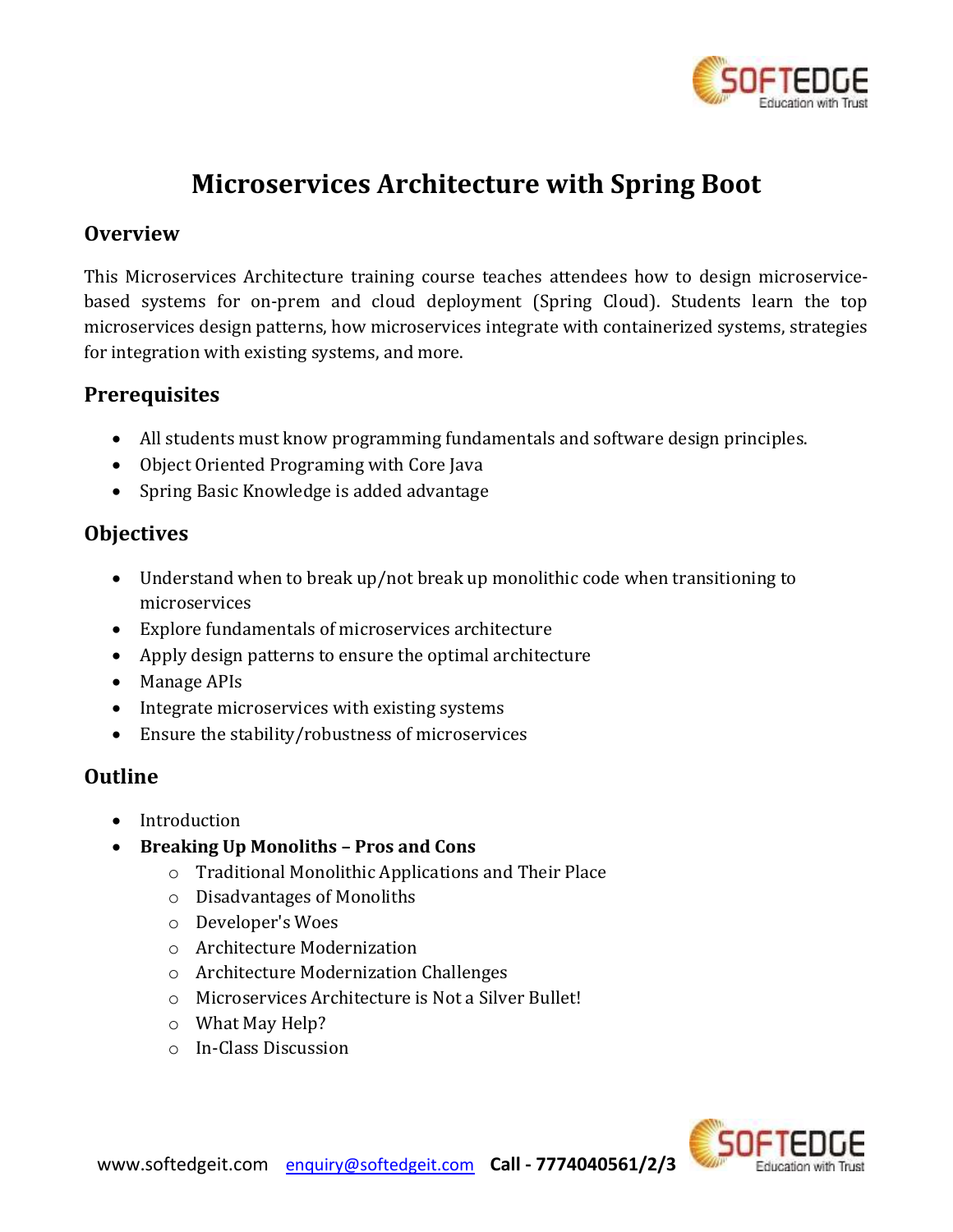# Microservices Architecture with Spring Boot

## Overview

This Microservices Architecture training course teaches attendees how to design microservice-based systems for on-prem and cloud deployment (Spring Cloud). Students learn the top microservices design patterns, how microservices integrate with containerized systems, strategies for integration with existing systems, and more.

## Prerequisites

- All students must know programming fundamentals and software design principles.
- Object Oriented Programing with Core Java
- Spring Basic Knowledge is added advantage

## Objectives

- Understand when to break up/not break up monolithic code when transitioning to microservices
- Explore fundamentals of microservices architecture
- Apply design patterns to ensure the optimal architecture
- Manage APIs
- Integrate microservices with existing systems
- Ensure the stability/robustness of microservices

## Outline

- Introduction
- **Breaking Up Monoliths – Pros and Cons**
  - Traditional Monolithic Applications and Their Place
  - Disadvantages of Monoliths
  - Developer's Woes
  - Architecture Modernization
  - Architecture Modernization Challenges
  - Microservices Architecture is Not a Silver Bullet!
  - What May Help?
  - In-Class Discussion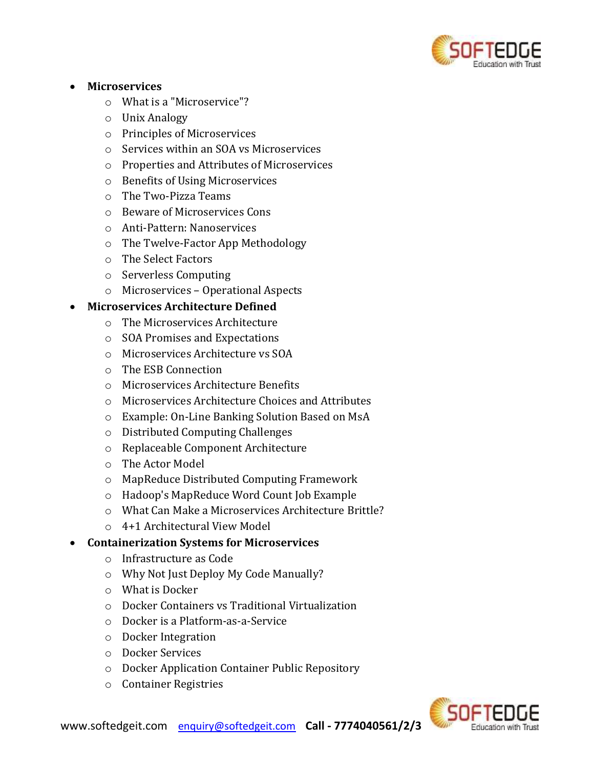- **Microservices**
  - What is a "Microservice"?
  - Unix Analogy
  - Principles of Microservices
  - Services within an SOA vs Microservices
  - Properties and Attributes of Microservices
  - Benefits of Using Microservices
  - The Two-Pizza Teams
  - Beware of Microservices Cons
  - Anti-Pattern: Nanoservices
  - The Twelve-Factor App Methodology
  - The Select Factors
  - Serverless Computing
  - Microservices – Operational Aspects
- **Microservices Architecture Defined**
  - The Microservices Architecture
  - SOA Promises and Expectations
  - Microservices Architecture vs SOA
  - The ESB Connection
  - Microservices Architecture Benefits
  - Microservices Architecture Choices and Attributes
  - Example: On-Line Banking Solution Based on MsA
  - Distributed Computing Challenges
  - Replaceable Component Architecture
  - The Actor Model
  - MapReduce Distributed Computing Framework
  - Hadoop's MapReduce Word Count Job Example
  - What Can Make a Microservices Architecture Brittle?
  - 4+1 Architectural View Model
- **Containerization Systems for Microservices**
  - Infrastructure as Code
  - Why Not Just Deploy My Code Manually?
  - What is Docker
  - Docker Containers vs Traditional Virtualization
  - Docker is a Platform-as-a-Service
  - Docker Integration
  - Docker Services
  - Docker Application Container Public Repository
  - Container Registries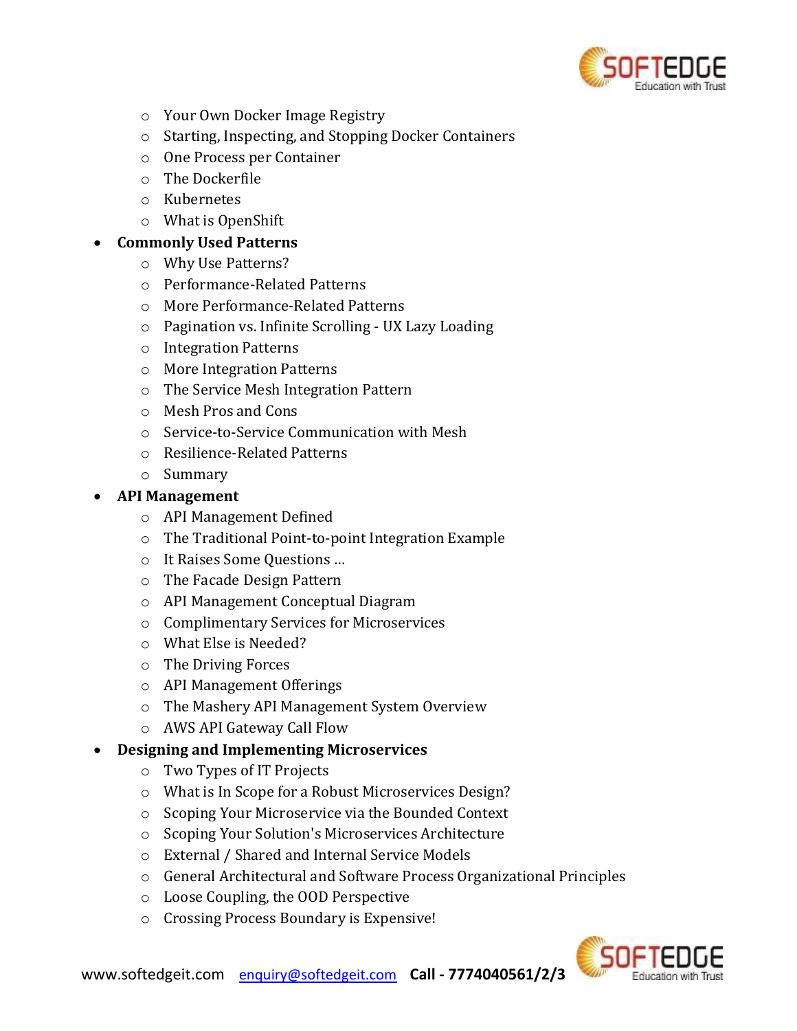- Your Own Docker Image Registry
  - Starting, Inspecting, and Stopping Docker Containers
  - One Process per Container
  - The Dockerfile
  - Kubernetes
  - What is OpenShift
- **Commonly Used Patterns**
  - Why Use Patterns?
  - Performance-Related Patterns
  - More Performance-Related Patterns
  - Pagination vs. Infinite Scrolling - UX Lazy Loading
  - Integration Patterns
  - More Integration Patterns
  - The Service Mesh Integration Pattern
  - Mesh Pros and Cons
  - Service-to-Service Communication with Mesh
  - Resilience-Related Patterns
  - Summary
- **API Management**
  - API Management Defined
  - The Traditional Point-to-point Integration Example
  - It Raises Some Questions …
  - The Facade Design Pattern
  - API Management Conceptual Diagram
  - Complimentary Services for Microservices
  - What Else is Needed?
  - The Driving Forces
  - API Management Offerings
  - The Mashery API Management System Overview
  - AWS API Gateway Call Flow
- **Designing and Implementing Microservices**
  - Two Types of IT Projects
  - What is In Scope for a Robust Microservices Design?
  - Scoping Your Microservice via the Bounded Context
  - Scoping Your Solution's Microservices Architecture
  - External / Shared and Internal Service Models
  - General Architectural and Software Process Organizational Principles
  - Loose Coupling, the OOD Perspective
  - Crossing Process Boundary is Expensive!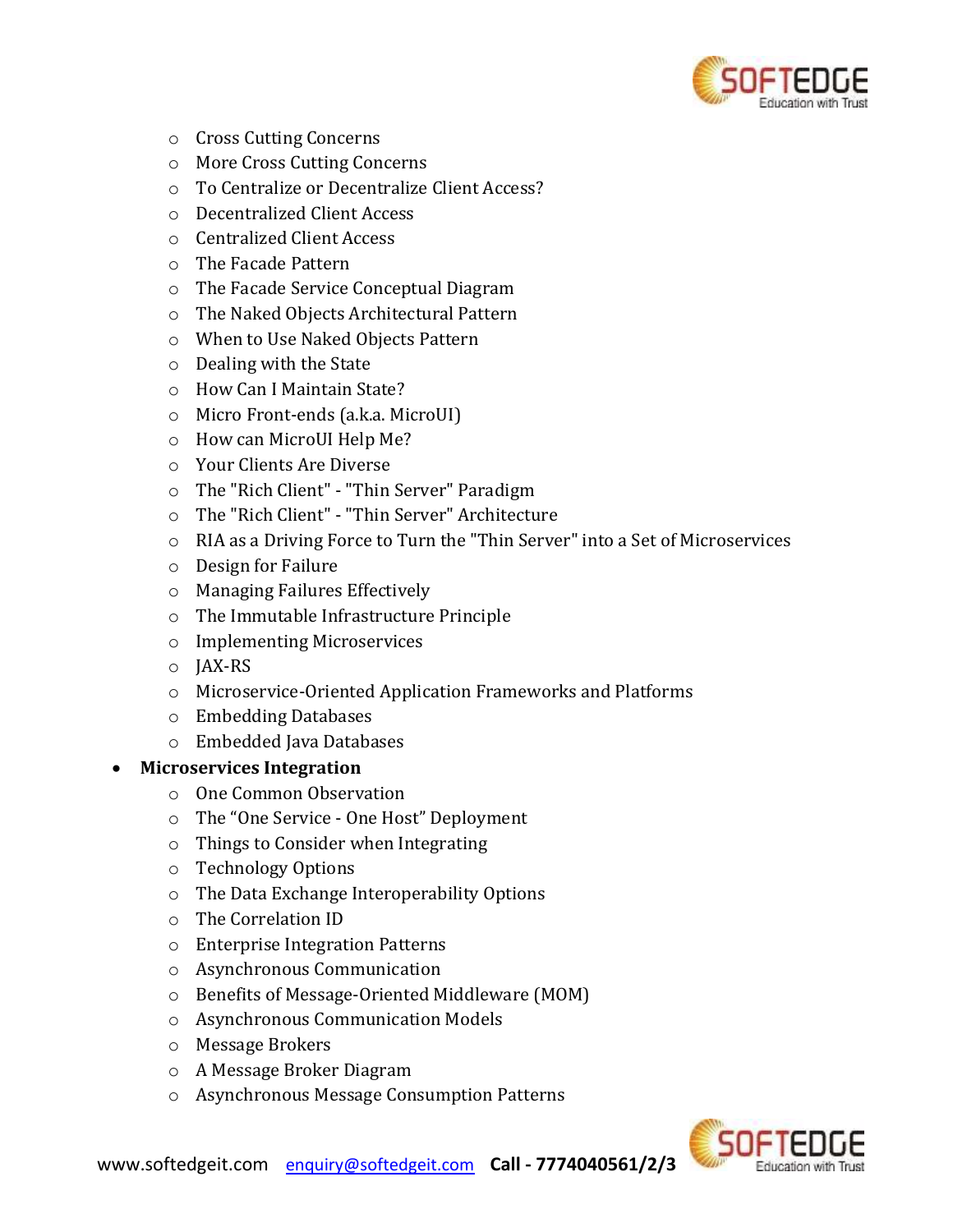- Cross Cutting Concerns
- More Cross Cutting Concerns
- To Centralize or Decentralize Client Access?
- Decentralized Client Access
- Centralized Client Access
- The Facade Pattern
- The Facade Service Conceptual Diagram
- The Naked Objects Architectural Pattern
- When to Use Naked Objects Pattern
- Dealing with the State
- How Can I Maintain State?
- Micro Front-ends (a.k.a. MicroUI)
- How can MicroUI Help Me?
- Your Clients Are Diverse
- The "Rich Client" - "Thin Server" Paradigm
- The "Rich Client" - "Thin Server" Architecture
- RIA as a Driving Force to Turn the "Thin Server" into a Set of Microservices
- Design for Failure
- Managing Failures Effectively
- The Immutable Infrastructure Principle
- Implementing Microservices
- JAX-RS
- Microservice-Oriented Application Frameworks and Platforms
- Embedding Databases
- Embedded Java Databases

- **Microservices Integration**
  - One Common Observation
  - The "One Service - One Host" Deployment
  - Things to Consider when Integrating
  - Technology Options
  - The Data Exchange Interoperability Options
  - The Correlation ID
  - Enterprise Integration Patterns
  - Asynchronous Communication
  - Benefits of Message-Oriented Middleware (MOM)
  - Asynchronous Communication Models
  - Message Brokers
  - A Message Broker Diagram
  - Asynchronous Message Consumption Patterns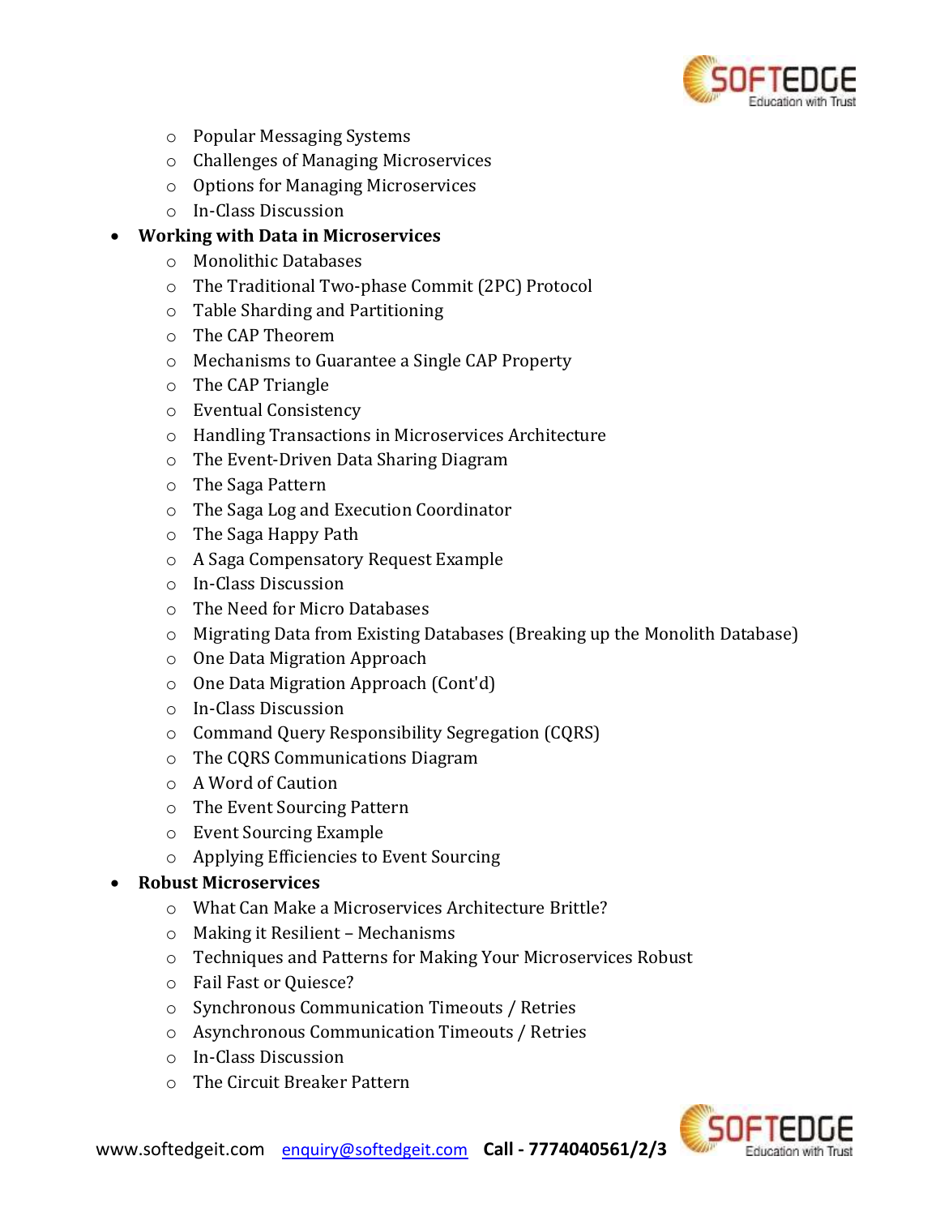- Popular Messaging Systems
  - Challenges of Managing Microservices
  - Options for Managing Microservices
  - In-Class Discussion
- **Working with Data in Microservices**
  - Monolithic Databases
  - The Traditional Two-phase Commit (2PC) Protocol
  - Table Sharding and Partitioning
  - The CAP Theorem
  - Mechanisms to Guarantee a Single CAP Property
  - The CAP Triangle
  - Eventual Consistency
  - Handling Transactions in Microservices Architecture
  - The Event-Driven Data Sharing Diagram
  - The Saga Pattern
  - The Saga Log and Execution Coordinator
  - The Saga Happy Path
  - A Saga Compensatory Request Example
  - In-Class Discussion
  - The Need for Micro Databases
  - Migrating Data from Existing Databases (Breaking up the Monolith Database)
  - One Data Migration Approach
  - One Data Migration Approach (Cont'd)
  - In-Class Discussion
  - Command Query Responsibility Segregation (CQRS)
  - The CQRS Communications Diagram
  - A Word of Caution
  - The Event Sourcing Pattern
  - Event Sourcing Example
  - Applying Efficiencies to Event Sourcing
- **Robust Microservices**
  - What Can Make a Microservices Architecture Brittle?
  - Making it Resilient – Mechanisms
  - Techniques and Patterns for Making Your Microservices Robust
  - Fail Fast or Quiesce?
  - Synchronous Communication Timeouts / Retries
  - Asynchronous Communication Timeouts / Retries
  - In-Class Discussion
  - The Circuit Breaker Pattern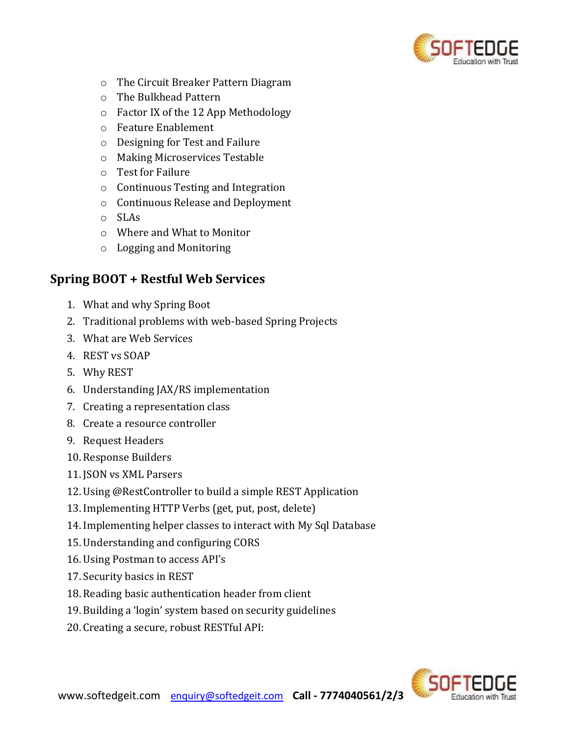- The Circuit Breaker Pattern Diagram
- The Bulkhead Pattern
- Factor IX of the 12 App Methodology
- Feature Enablement
- Designing for Test and Failure
- Making Microservices Testable
- Test for Failure
- Continuous Testing and Integration
- Continuous Release and Deployment
- SLAs
- Where and What to Monitor
- Logging and Monitoring

## Spring BOOT + Restful Web Services

1. What and why Spring Boot
2. Traditional problems with web-based Spring Projects
3. What are Web Services
4. REST vs SOAP
5. Why REST
6. Understanding JAX/RS implementation
7. Creating a representation class
8. Create a resource controller
9. Request Headers
10. Response Builders
11. JSON vs XML Parsers
12. Using @RestController to build a simple REST Application
13. Implementing HTTP Verbs (get, put, post, delete)
14. Implementing helper classes to interact with My Sql Database
15. Understanding and configuring CORS
16. Using Postman to access API's
17. Security basics in REST
18. Reading basic authentication header from client
19. Building a 'login' system based on security guidelines
20. Creating a secure, robust RESTful API: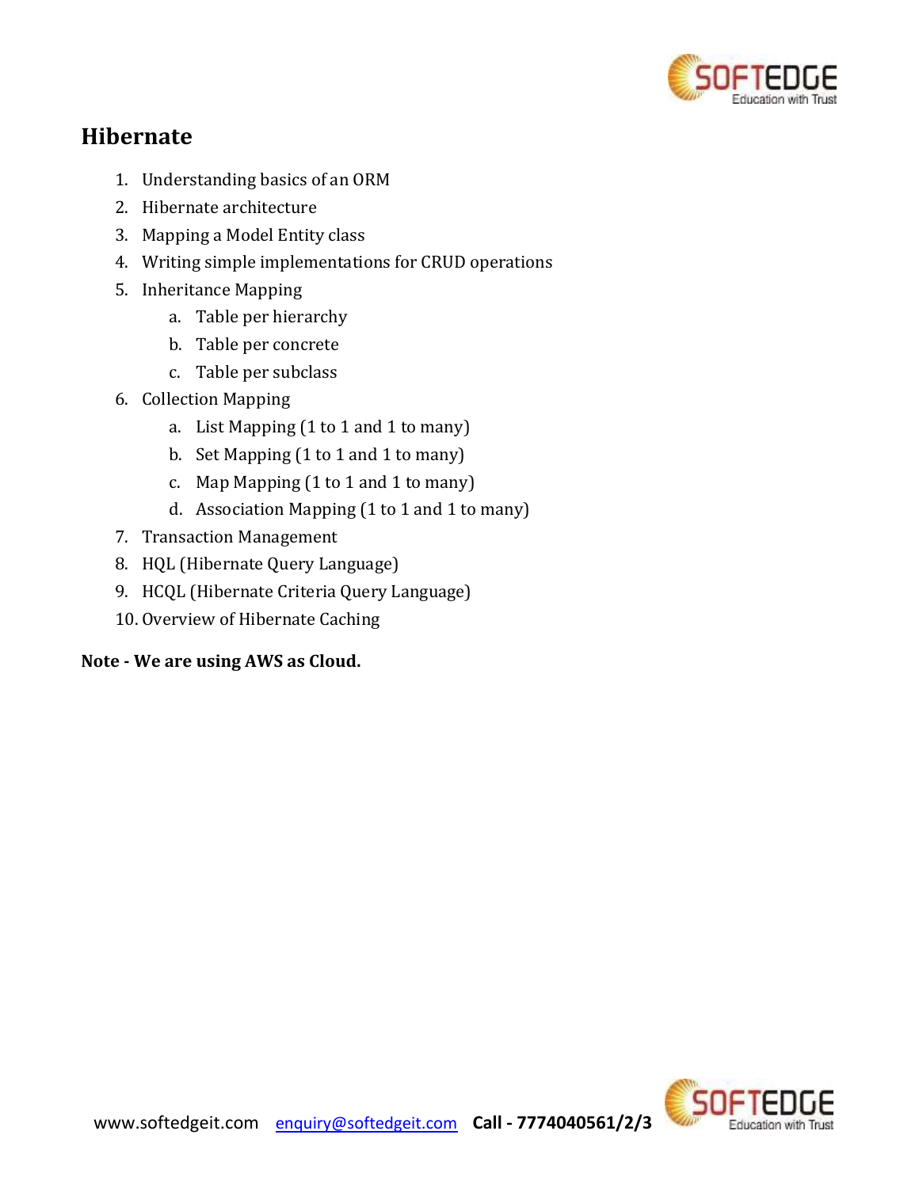## Hibernate

1. Understanding basics of an ORM
2. Hibernate architecture
3. Mapping a Model Entity class
4. Writing simple implementations for CRUD operations
5. Inheritance Mapping
    a. Table per hierarchy
    b. Table per concrete
    c. Table per subclass
6. Collection Mapping
    a. List Mapping (1 to 1 and 1 to many)
    b. Set Mapping (1 to 1 and 1 to many)
    c. Map Mapping (1 to 1 and 1 to many)
    d. Association Mapping (1 to 1 and 1 to many)
7. Transaction Management
8. HQL (Hibernate Query Language)
9. HCQL (Hibernate Criteria Query Language)
10. Overview of Hibernate Caching

**Note - We are using AWS as Cloud.**